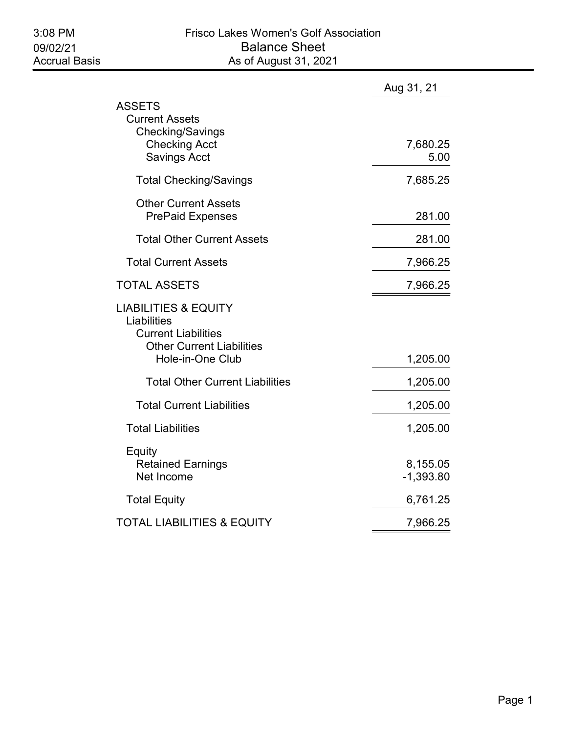3:08 PM
09/02/21
Accrual Basis

# Frisco Lakes Women's Golf Association

## Balance Sheet

As of August 31, 2021

| | Aug 31, 21 |
|---|---|
| **ASSETS** | |
| Current Assets | |
| Checking/Savings | |
| Checking Acct | 7,680.25 |
| Savings Acct | 5.00 |
| Total Checking/Savings | 7,685.25 |
| Other Current Assets | |
| PrePaid Expenses | 281.00 |
| Total Other Current Assets | 281.00 |
| Total Current Assets | 7,966.25 |
| **TOTAL ASSETS** | 7,966.25 |
| **LIABILITIES & EQUITY** | |
| Liabilities | |
| Current Liabilities | |
| Other Current Liabilities | |
| Hole-in-One Club | 1,205.00 |
| Total Other Current Liabilities | 1,205.00 |
| Total Current Liabilities | 1,205.00 |
| Total Liabilities | 1,205.00 |
| Equity | |
| Retained Earnings | 8,155.05 |
| Net Income | -1,393.80 |
| Total Equity | 6,761.25 |
| **TOTAL LIABILITIES & EQUITY** | 7,966.25 |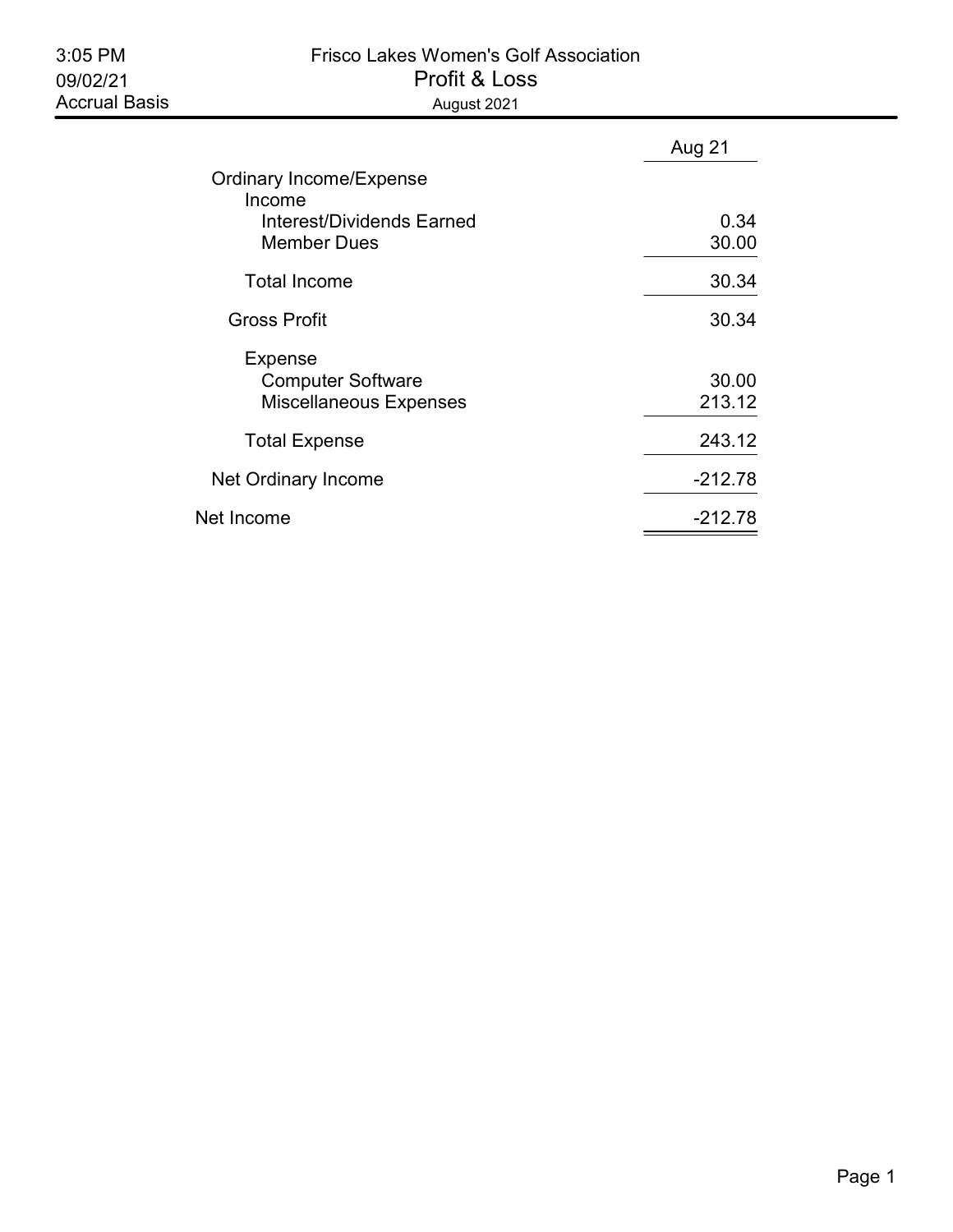3:05 PM
09/02/21
Accrual Basis

# Frisco Lakes Women's Golf Association

## Profit & Loss

August 2021

| | Aug 21 |
|---|---|
| Ordinary Income/Expense | |
| Income | |
| Interest/Dividends Earned | 0.34 |
| Member Dues | 30.00 |
| Total Income | 30.34 |
| Gross Profit | 30.34 |
| Expense | |
| Computer Software | 30.00 |
| Miscellaneous Expenses | 213.12 |
| Total Expense | 243.12 |
| Net Ordinary Income | -212.78 |
| Net Income | -212.78 |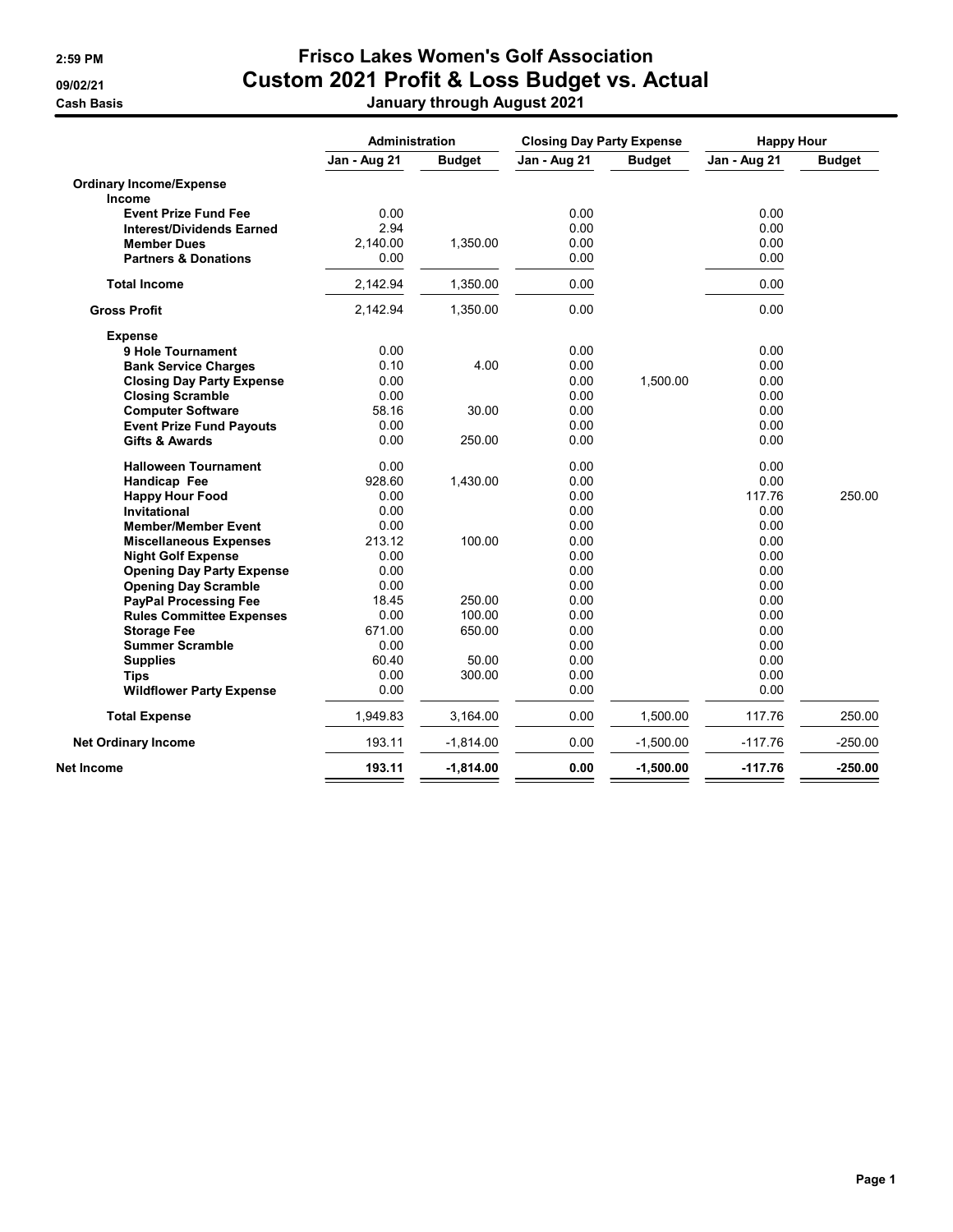2:59 PM
09/02/21
Cash Basis

# Frisco Lakes Women's Golf Association
## Custom 2021 Profit & Loss Budget vs. Actual
### January through August 2021

| | Administration | | Closing Day Party Expense | | Happy Hour | |
|---|---|---|---|---|---|---|
| | **Jan - Aug 21** | **Budget** | **Jan - Aug 21** | **Budget** | **Jan - Aug 21** | **Budget** |
| **Ordinary Income/Expense** | | | | | | |
| **Income** | | | | | | |
| **Event Prize Fund Fee** | 0.00 | | 0.00 | | 0.00 | |
| **Interest/Dividends Earned** | 2.94 | | 0.00 | | 0.00 | |
| **Member Dues** | 2,140.00 | 1,350.00 | 0.00 | | 0.00 | |
| **Partners & Donations** | 0.00 | | 0.00 | | 0.00 | |
| **Total Income** | 2,142.94 | 1,350.00 | 0.00 | | 0.00 | |
| **Gross Profit** | 2,142.94 | 1,350.00 | 0.00 | | 0.00 | |
| **Expense** | | | | | | |
| **9 Hole Tournament** | 0.00 | | 0.00 | | 0.00 | |
| **Bank Service Charges** | 0.10 | 4.00 | 0.00 | | 0.00 | |
| **Closing Day Party Expense** | 0.00 | | 0.00 | 1,500.00 | 0.00 | |
| **Closing Scramble** | 0.00 | | 0.00 | | 0.00 | |
| **Computer Software** | 58.16 | 30.00 | 0.00 | | 0.00 | |
| **Event Prize Fund Payouts** | 0.00 | | 0.00 | | 0.00 | |
| **Gifts & Awards** | 0.00 | 250.00 | 0.00 | | 0.00 | |
| **Halloween Tournament** | 0.00 | | 0.00 | | 0.00 | |
| **Handicap Fee** | 928.60 | 1,430.00 | 0.00 | | 0.00 | |
| **Happy Hour Food** | 0.00 | | 0.00 | | 117.76 | 250.00 |
| **Invitational** | 0.00 | | 0.00 | | 0.00 | |
| **Member/Member Event** | 0.00 | | 0.00 | | 0.00 | |
| **Miscellaneous Expenses** | 213.12 | 100.00 | 0.00 | | 0.00 | |
| **Night Golf Expense** | 0.00 | | 0.00 | | 0.00 | |
| **Opening Day Party Expense** | 0.00 | | 0.00 | | 0.00 | |
| **Opening Day Scramble** | 0.00 | | 0.00 | | 0.00 | |
| **PayPal Processing Fee** | 18.45 | 250.00 | 0.00 | | 0.00 | |
| **Rules Committee Expenses** | 0.00 | 100.00 | 0.00 | | 0.00 | |
| **Storage Fee** | 671.00 | 650.00 | 0.00 | | 0.00 | |
| **Summer Scramble** | 0.00 | | 0.00 | | 0.00 | |
| **Supplies** | 60.40 | 50.00 | 0.00 | | 0.00 | |
| **Tips** | 0.00 | 300.00 | 0.00 | | 0.00 | |
| **Wildflower Party Expense** | 0.00 | | 0.00 | | 0.00 | |
| **Total Expense** | 1,949.83 | 3,164.00 | 0.00 | 1,500.00 | 117.76 | 250.00 |
| **Net Ordinary Income** | 193.11 | -1,814.00 | 0.00 | -1,500.00 | -117.76 | -250.00 |
| **Net Income** | **193.11** | **-1,814.00** | **0.00** | **-1,500.00** | **-117.76** | **-250.00** |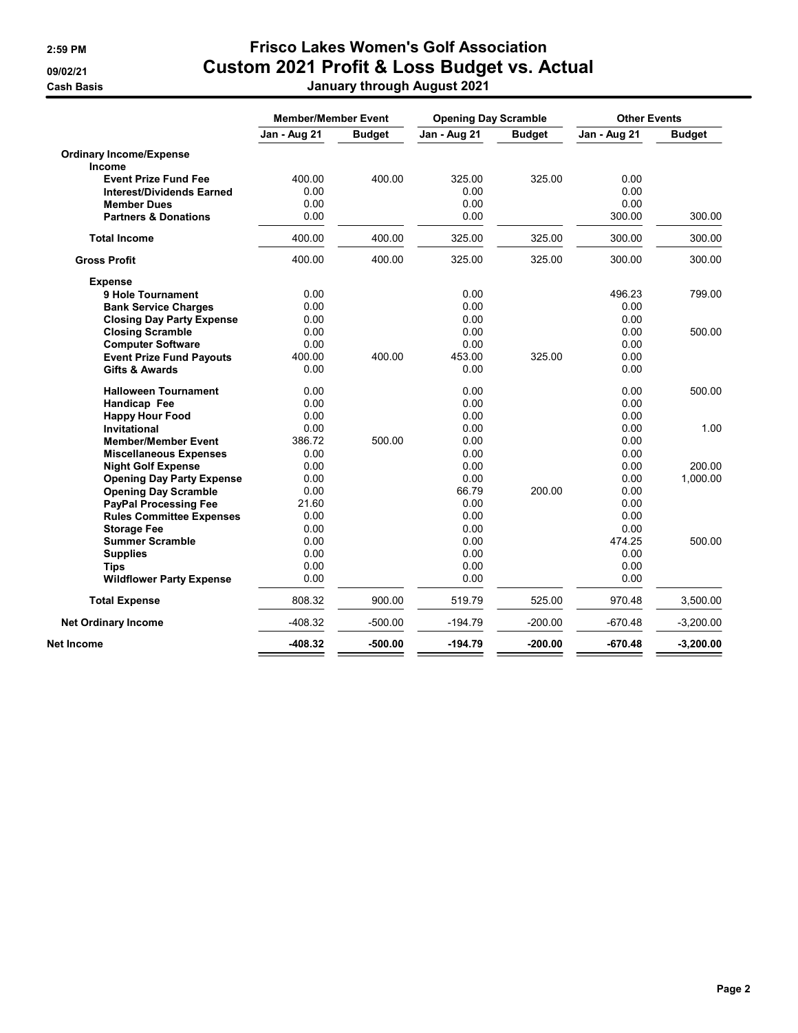**2:59 PM**
**09/02/21**
**Cash Basis**

# Frisco Lakes Women's Golf Association
# Custom 2021 Profit & Loss Budget vs. Actual
## January through August 2021

| | Member/Member Event | | Opening Day Scramble | | Other Events | |
|---|---|---|---|---|---|---|
| | Jan - Aug 21 | Budget | Jan - Aug 21 | Budget | Jan - Aug 21 | Budget |
| **Ordinary Income/Expense** | | | | | | |
| **Income** | | | | | | |
| **Event Prize Fund Fee** | 400.00 | 400.00 | 325.00 | 325.00 | 0.00 | |
| **Interest/Dividends Earned** | 0.00 | | 0.00 | | 0.00 | |
| **Member Dues** | 0.00 | | 0.00 | | 0.00 | |
| **Partners & Donations** | 0.00 | | 0.00 | | 300.00 | 300.00 |
| **Total Income** | 400.00 | 400.00 | 325.00 | 325.00 | 300.00 | 300.00 |
| **Gross Profit** | 400.00 | 400.00 | 325.00 | 325.00 | 300.00 | 300.00 |
| **Expense** | | | | | | |
| **9 Hole Tournament** | 0.00 | | 0.00 | | 496.23 | 799.00 |
| **Bank Service Charges** | 0.00 | | 0.00 | | 0.00 | |
| **Closing Day Party Expense** | 0.00 | | 0.00 | | 0.00 | |
| **Closing Scramble** | 0.00 | | 0.00 | | 0.00 | 500.00 |
| **Computer Software** | 0.00 | | 0.00 | | 0.00 | |
| **Event Prize Fund Payouts** | 400.00 | 400.00 | 453.00 | 325.00 | 0.00 | |
| **Gifts & Awards** | 0.00 | | 0.00 | | 0.00 | |
| **Halloween Tournament** | 0.00 | | 0.00 | | 0.00 | 500.00 |
| **Handicap Fee** | 0.00 | | 0.00 | | 0.00 | |
| **Happy Hour Food** | 0.00 | | 0.00 | | 0.00 | |
| **Invitational** | 0.00 | | 0.00 | | 0.00 | 1.00 |
| **Member/Member Event** | 386.72 | 500.00 | 0.00 | | 0.00 | |
| **Miscellaneous Expenses** | 0.00 | | 0.00 | | 0.00 | |
| **Night Golf Expense** | 0.00 | | 0.00 | | 0.00 | 200.00 |
| **Opening Day Party Expense** | 0.00 | | 0.00 | | 0.00 | 1,000.00 |
| **Opening Day Scramble** | 0.00 | | 66.79 | 200.00 | 0.00 | |
| **PayPal Processing Fee** | 21.60 | | 0.00 | | 0.00 | |
| **Rules Committee Expenses** | 0.00 | | 0.00 | | 0.00 | |
| **Storage Fee** | 0.00 | | 0.00 | | 0.00 | |
| **Summer Scramble** | 0.00 | | 0.00 | | 474.25 | 500.00 |
| **Supplies** | 0.00 | | 0.00 | | 0.00 | |
| **Tips** | 0.00 | | 0.00 | | 0.00 | |
| **Wildflower Party Expense** | 0.00 | | 0.00 | | 0.00 | |
| **Total Expense** | 808.32 | 900.00 | 519.79 | 525.00 | 970.48 | 3,500.00 |
| **Net Ordinary Income** | -408.32 | -500.00 | -194.79 | -200.00 | -670.48 | -3,200.00 |
| **Net Income** | **-408.32** | **-500.00** | **-194.79** | **-200.00** | **-670.48** | **-3,200.00** |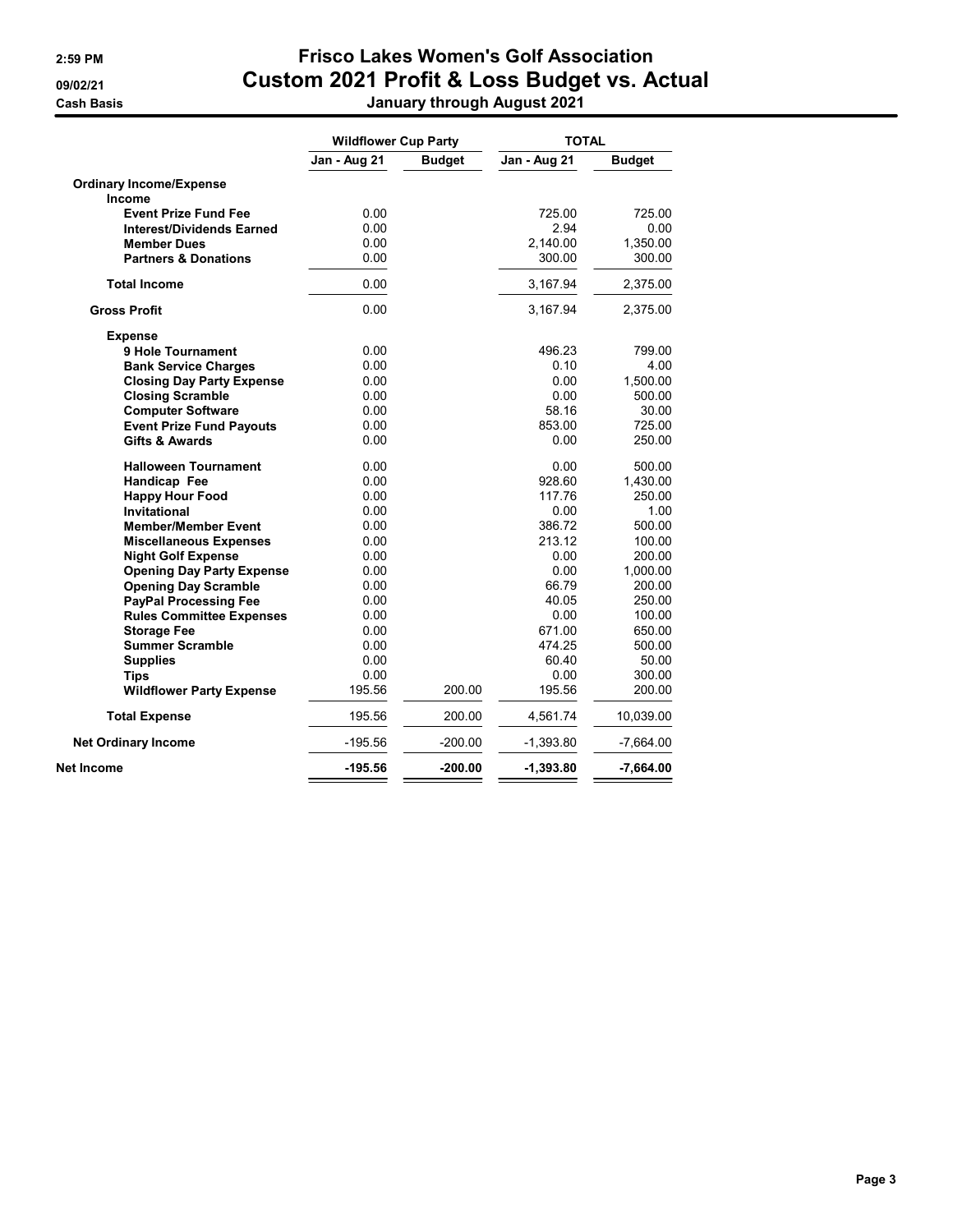# Frisco Lakes Women's Golf Association

## Custom 2021 Profit & Loss Budget vs. Actual

2:59 PM

09/02/21

Cash Basis

**January through August 2021**

| | Wildflower Cup Party | | TOTAL | |
|---|---|---|---|---|
| | Jan - Aug 21 | Budget | Jan - Aug 21 | Budget |
| **Ordinary Income/Expense** | | | | |
| **Income** | | | | |
| **Event Prize Fund Fee** | 0.00 | | 725.00 | 725.00 |
| **Interest/Dividends Earned** | 0.00 | | 2.94 | 0.00 |
| **Member Dues** | 0.00 | | 2,140.00 | 1,350.00 |
| **Partners & Donations** | 0.00 | | 300.00 | 300.00 |
| **Total Income** | 0.00 | | 3,167.94 | 2,375.00 |
| **Gross Profit** | 0.00 | | 3,167.94 | 2,375.00 |
| **Expense** | | | | |
| **9 Hole Tournament** | 0.00 | | 496.23 | 799.00 |
| **Bank Service Charges** | 0.00 | | 0.10 | 4.00 |
| **Closing Day Party Expense** | 0.00 | | 0.00 | 1,500.00 |
| **Closing Scramble** | 0.00 | | 0.00 | 500.00 |
| **Computer Software** | 0.00 | | 58.16 | 30.00 |
| **Event Prize Fund Payouts** | 0.00 | | 853.00 | 725.00 |
| **Gifts & Awards** | 0.00 | | 0.00 | 250.00 |
| **Halloween Tournament** | 0.00 | | 0.00 | 500.00 |
| **Handicap Fee** | 0.00 | | 928.60 | 1,430.00 |
| **Happy Hour Food** | 0.00 | | 117.76 | 250.00 |
| **Invitational** | 0.00 | | 0.00 | 1.00 |
| **Member/Member Event** | 0.00 | | 386.72 | 500.00 |
| **Miscellaneous Expenses** | 0.00 | | 213.12 | 100.00 |
| **Night Golf Expense** | 0.00 | | 0.00 | 200.00 |
| **Opening Day Party Expense** | 0.00 | | 0.00 | 1,000.00 |
| **Opening Day Scramble** | 0.00 | | 66.79 | 200.00 |
| **PayPal Processing Fee** | 0.00 | | 40.05 | 250.00 |
| **Rules Committee Expenses** | 0.00 | | 0.00 | 100.00 |
| **Storage Fee** | 0.00 | | 671.00 | 650.00 |
| **Summer Scramble** | 0.00 | | 474.25 | 500.00 |
| **Supplies** | 0.00 | | 60.40 | 50.00 |
| **Tips** | 0.00 | | 0.00 | 300.00 |
| **Wildflower Party Expense** | 195.56 | 200.00 | 195.56 | 200.00 |
| **Total Expense** | 195.56 | 200.00 | 4,561.74 | 10,039.00 |
| **Net Ordinary Income** | -195.56 | -200.00 | -1,393.80 | -7,664.00 |
| **Net Income** | **-195.56** | **-200.00** | **-1,393.80** | **-7,664.00** |